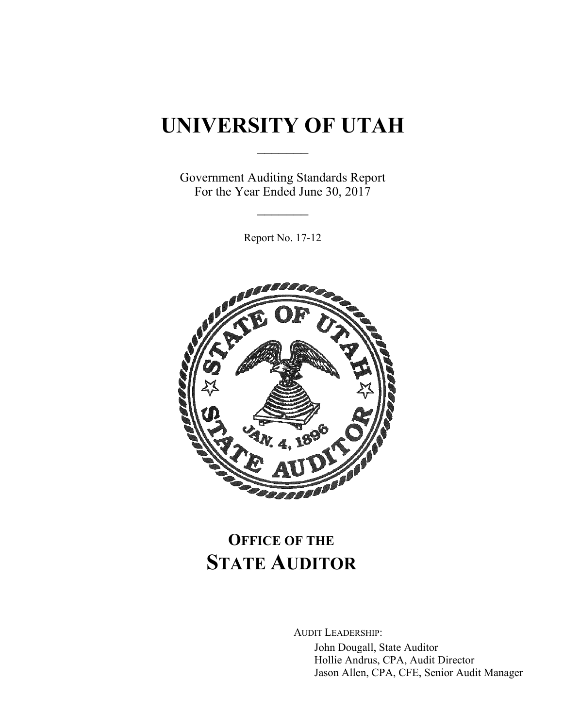# UNIVERSITY OF UTAH

Government Auditing Standards Report
For the Year Ended June 30, 2017

Report No. 17-12

## OFFICE OF THE STATE AUDITOR

AUDIT LEADERSHIP:

John Dougall, State Auditor
Hollie Andrus, CPA, Audit Director
Jason Allen, CPA, CFE, Senior Audit Manager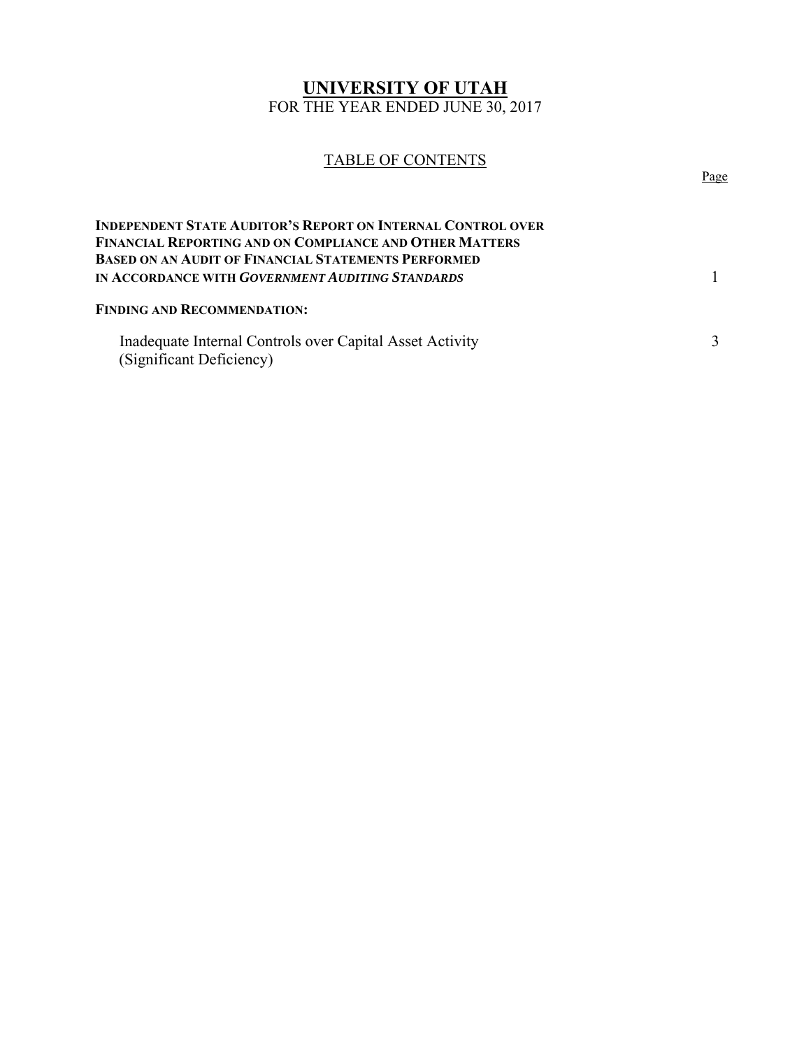# UNIVERSITY OF UTAH

FOR THE YEAR ENDED JUNE 30, 2017

## TABLE OF CONTENTS

| | Page |
|---|---|
| **INDEPENDENT STATE AUDITOR'S REPORT ON INTERNAL CONTROL OVER FINANCIAL REPORTING AND ON COMPLIANCE AND OTHER MATTERS BASED ON AN AUDIT OF FINANCIAL STATEMENTS PERFORMED IN ACCORDANCE WITH *GOVERNMENT AUDITING STANDARDS*** | 1 |
| **FINDING AND RECOMMENDATION:** | |
| Inadequate Internal Controls over Capital Asset Activity (Significant Deficiency) | 3 |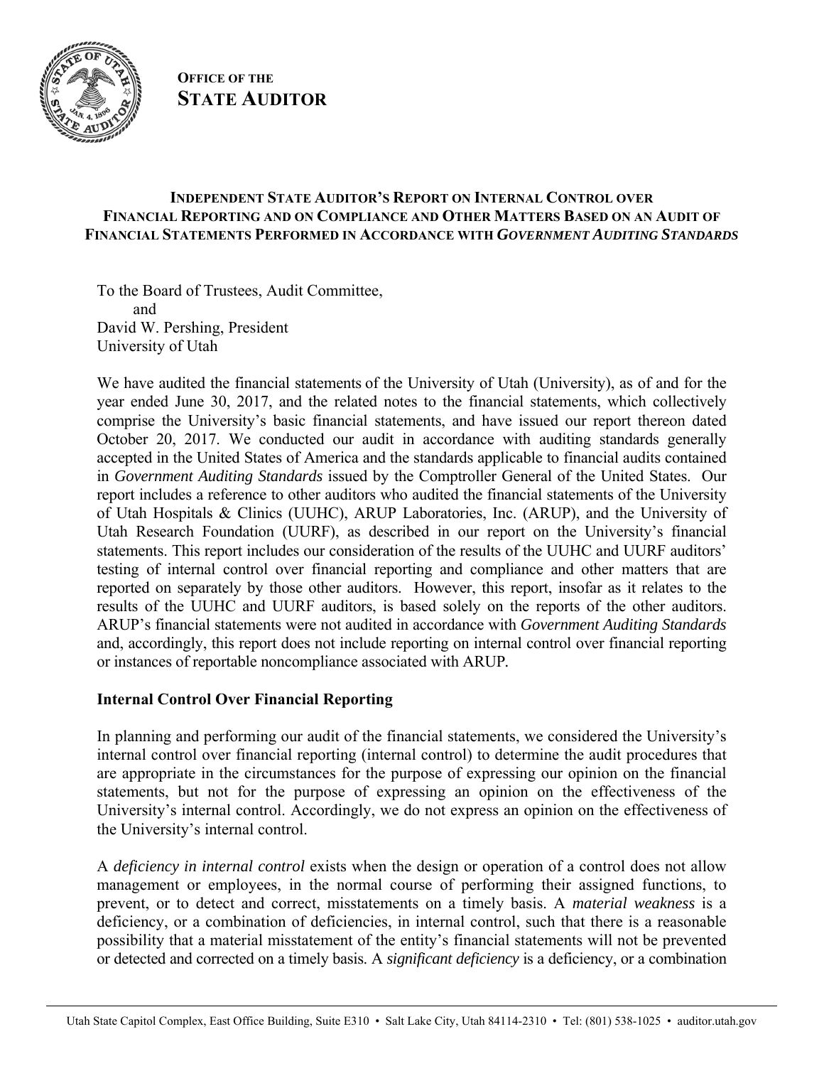**OFFICE OF THE**
**STATE AUDITOR**

### INDEPENDENT STATE AUDITOR'S REPORT ON INTERNAL CONTROL OVER FINANCIAL REPORTING AND ON COMPLIANCE AND OTHER MATTERS BASED ON AN AUDIT OF FINANCIAL STATEMENTS PERFORMED IN ACCORDANCE WITH *GOVERNMENT AUDITING STANDARDS*

To the Board of Trustees, Audit Committee,
and
David W. Pershing, President
University of Utah

We have audited the financial statements of the University of Utah (University), as of and for the year ended June 30, 2017, and the related notes to the financial statements, which collectively comprise the University's basic financial statements, and have issued our report thereon dated October 20, 2017. We conducted our audit in accordance with auditing standards generally accepted in the United States of America and the standards applicable to financial audits contained in *Government Auditing Standards* issued by the Comptroller General of the United States. Our report includes a reference to other auditors who audited the financial statements of the University of Utah Hospitals & Clinics (UUHC), ARUP Laboratories, Inc. (ARUP), and the University of Utah Research Foundation (UURF), as described in our report on the University's financial statements. This report includes our consideration of the results of the UUHC and UURF auditors' testing of internal control over financial reporting and compliance and other matters that are reported on separately by those other auditors. However, this report, insofar as it relates to the results of the UUHC and UURF auditors, is based solely on the reports of the other auditors. ARUP's financial statements were not audited in accordance with *Government Auditing Standards* and, accordingly, this report does not include reporting on internal control over financial reporting or instances of reportable noncompliance associated with ARUP.

**Internal Control Over Financial Reporting**

In planning and performing our audit of the financial statements, we considered the University's internal control over financial reporting (internal control) to determine the audit procedures that are appropriate in the circumstances for the purpose of expressing our opinion on the financial statements, but not for the purpose of expressing an opinion on the effectiveness of the University's internal control. Accordingly, we do not express an opinion on the effectiveness of the University's internal control.

A *deficiency in internal control* exists when the design or operation of a control does not allow management or employees, in the normal course of performing their assigned functions, to prevent, or to detect and correct, misstatements on a timely basis. A *material weakness* is a deficiency, or a combination of deficiencies, in internal control, such that there is a reasonable possibility that a material misstatement of the entity's financial statements will not be prevented or detected and corrected on a timely basis. A *significant deficiency* is a deficiency, or a combination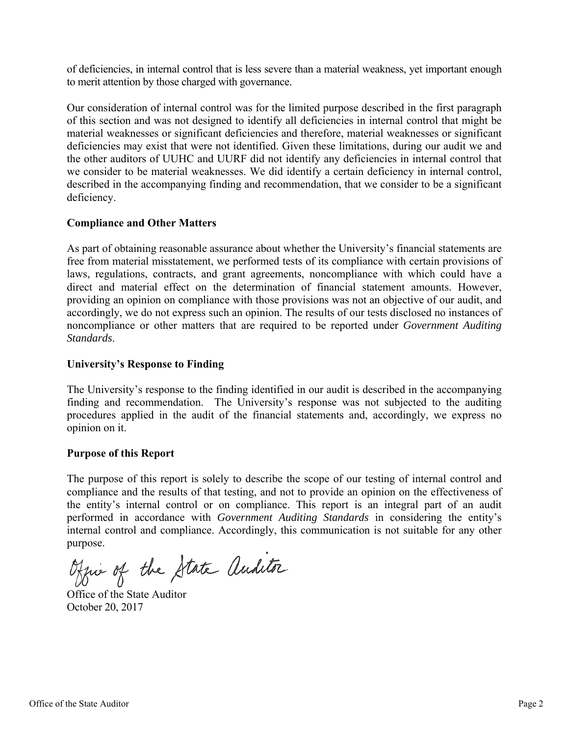of deficiencies, in internal control that is less severe than a material weakness, yet important enough to merit attention by those charged with governance.

Our consideration of internal control was for the limited purpose described in the first paragraph of this section and was not designed to identify all deficiencies in internal control that might be material weaknesses or significant deficiencies and therefore, material weaknesses or significant deficiencies may exist that were not identified. Given these limitations, during our audit we and the other auditors of UUHC and UURF did not identify any deficiencies in internal control that we consider to be material weaknesses. We did identify a certain deficiency in internal control, described in the accompanying finding and recommendation, that we consider to be a significant deficiency.

**Compliance and Other Matters**

As part of obtaining reasonable assurance about whether the University's financial statements are free from material misstatement, we performed tests of its compliance with certain provisions of laws, regulations, contracts, and grant agreements, noncompliance with which could have a direct and material effect on the determination of financial statement amounts. However, providing an opinion on compliance with those provisions was not an objective of our audit, and accordingly, we do not express such an opinion. The results of our tests disclosed no instances of noncompliance or other matters that are required to be reported under *Government Auditing Standards*.

**University's Response to Finding**

The University's response to the finding identified in our audit is described in the accompanying finding and recommendation. The University's response was not subjected to the auditing procedures applied in the audit of the financial statements and, accordingly, we express no opinion on it.

**Purpose of this Report**

The purpose of this report is solely to describe the scope of our testing of internal control and compliance and the results of that testing, and not to provide an opinion on the effectiveness of the entity's internal control or on compliance. This report is an integral part of an audit performed in accordance with *Government Auditing Standards* in considering the entity's internal control and compliance. Accordingly, this communication is not suitable for any other purpose.

Office of the State Auditor

Office of the State Auditor
October 20, 2017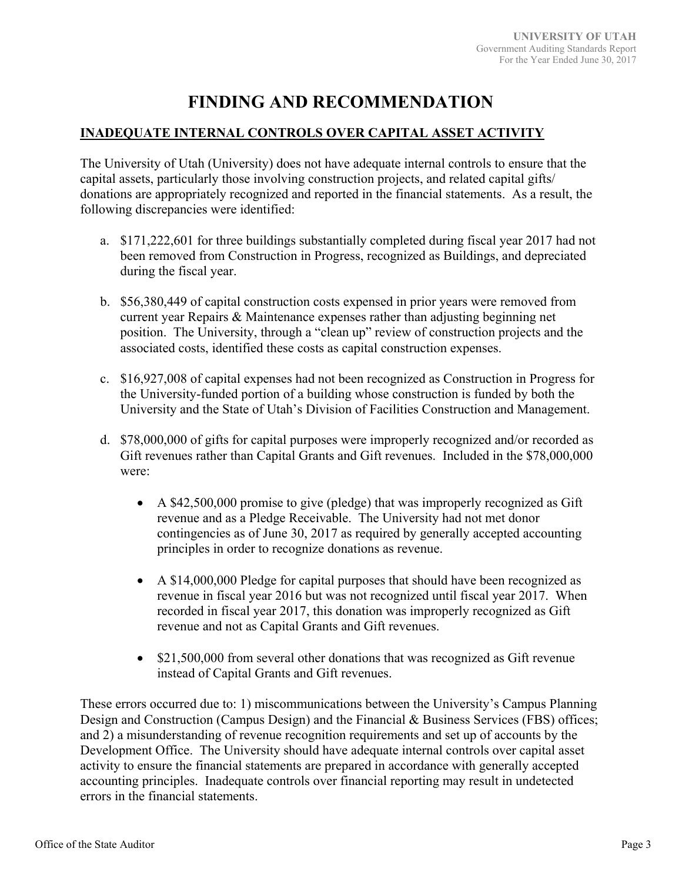# FINDING AND RECOMMENDATION

## INADEQUATE INTERNAL CONTROLS OVER CAPITAL ASSET ACTIVITY

The University of Utah (University) does not have adequate internal controls to ensure that the capital assets, particularly those involving construction projects, and related capital gifts/ donations are appropriately recognized and reported in the financial statements. As a result, the following discrepancies were identified:

a. $171,222,601 for three buildings substantially completed during fiscal year 2017 had not been removed from Construction in Progress, recognized as Buildings, and depreciated during the fiscal year.

b. $56,380,449 of capital construction costs expensed in prior years were removed from current year Repairs & Maintenance expenses rather than adjusting beginning net position. The University, through a "clean up" review of construction projects and the associated costs, identified these costs as capital construction expenses.

c. $16,927,008 of capital expenses had not been recognized as Construction in Progress for the University-funded portion of a building whose construction is funded by both the University and the State of Utah's Division of Facilities Construction and Management.

d. $78,000,000 of gifts for capital purposes were improperly recognized and/or recorded as Gift revenues rather than Capital Grants and Gift revenues. Included in the $78,000,000 were:

   - A $42,500,000 promise to give (pledge) that was improperly recognized as Gift revenue and as a Pledge Receivable. The University had not met donor contingencies as of June 30, 2017 as required by generally accepted accounting principles in order to recognize donations as revenue.

   - A $14,000,000 Pledge for capital purposes that should have been recognized as revenue in fiscal year 2016 but was not recognized until fiscal year 2017. When recorded in fiscal year 2017, this donation was improperly recognized as Gift revenue and not as Capital Grants and Gift revenues.

   - $21,500,000 from several other donations that was recognized as Gift revenue instead of Capital Grants and Gift revenues.

These errors occurred due to: 1) miscommunications between the University's Campus Planning Design and Construction (Campus Design) and the Financial & Business Services (FBS) offices; and 2) a misunderstanding of revenue recognition requirements and set up of accounts by the Development Office. The University should have adequate internal controls over capital asset activity to ensure the financial statements are prepared in accordance with generally accepted accounting principles. Inadequate controls over financial reporting may result in undetected errors in the financial statements.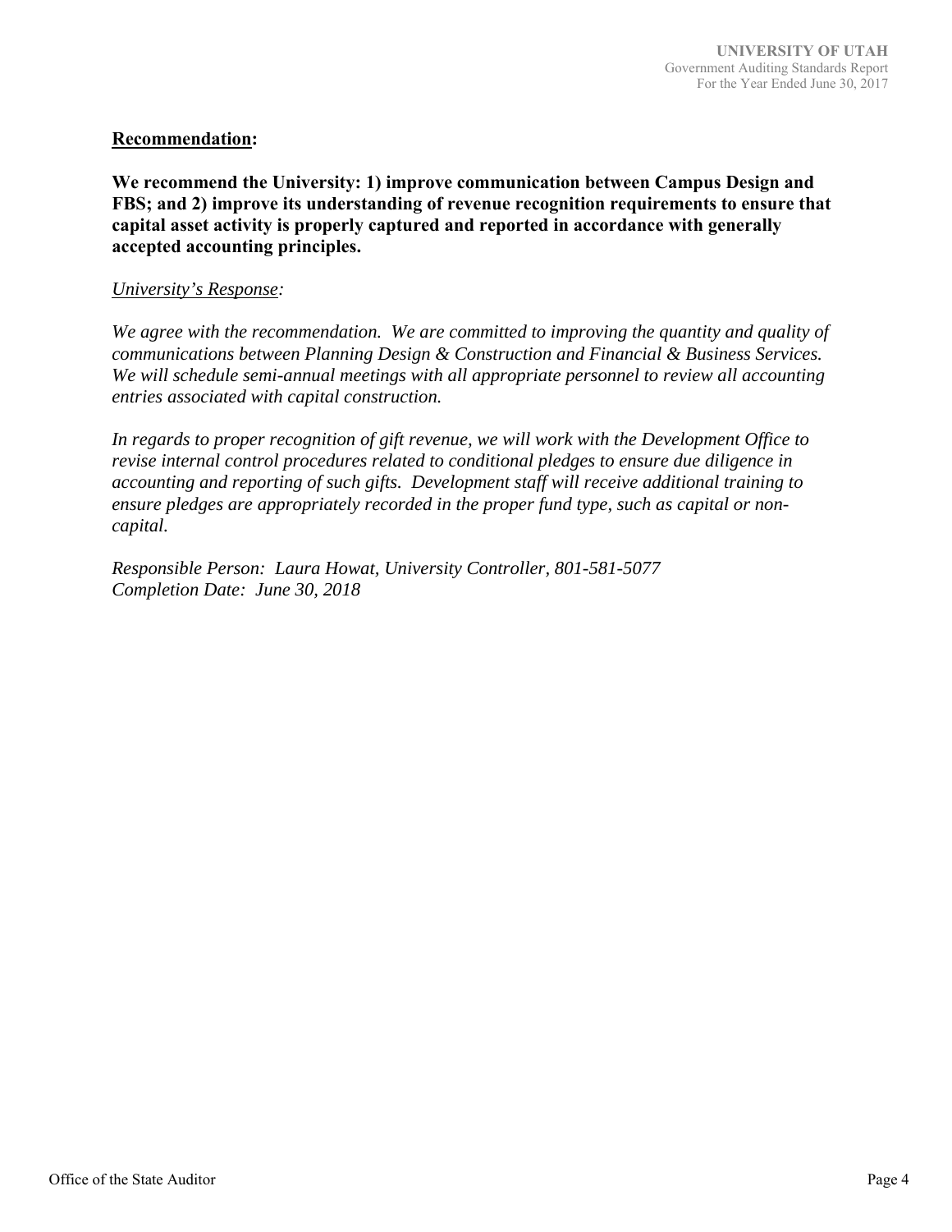**Recommendation:**

**We recommend the University: 1) improve communication between Campus Design and FBS; and 2) improve its understanding of revenue recognition requirements to ensure that capital asset activity is properly captured and reported in accordance with generally accepted accounting principles.**

*University's Response:*

*We agree with the recommendation. We are committed to improving the quantity and quality of communications between Planning Design & Construction and Financial & Business Services. We will schedule semi-annual meetings with all appropriate personnel to review all accounting entries associated with capital construction.*

*In regards to proper recognition of gift revenue, we will work with the Development Office to revise internal control procedures related to conditional pledges to ensure due diligence in accounting and reporting of such gifts. Development staff will receive additional training to ensure pledges are appropriately recorded in the proper fund type, such as capital or non-capital.*

*Responsible Person: Laura Howat, University Controller, 801-581-5077*
*Completion Date: June 30, 2018*